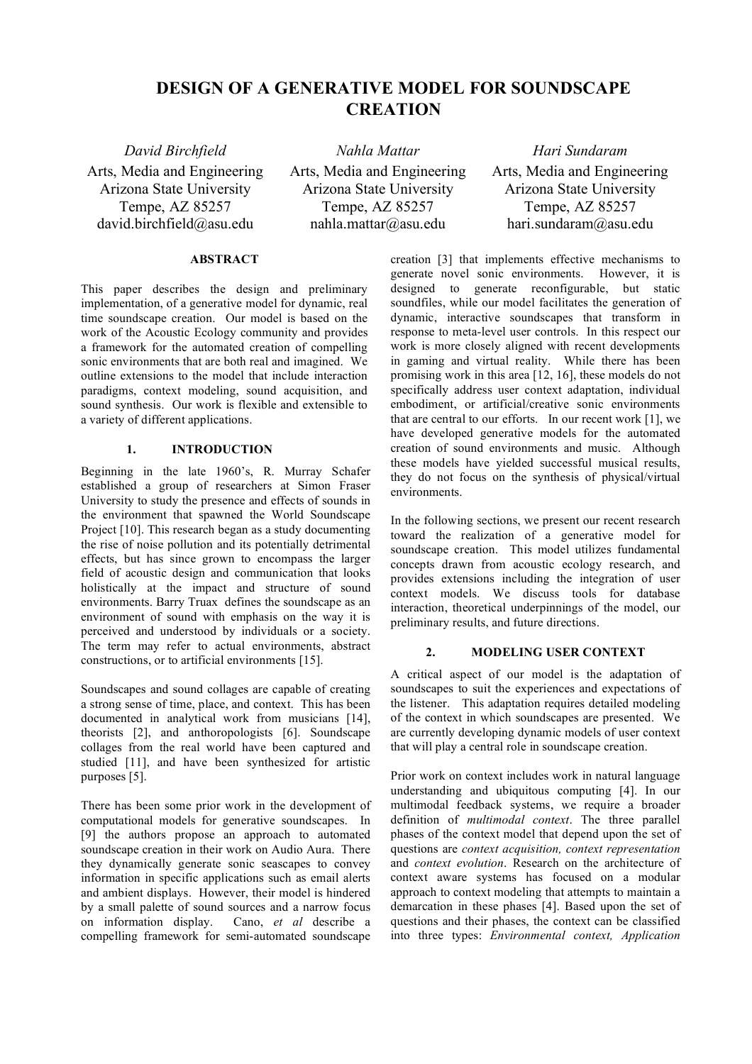# DESIGN OF A GENERATIVE MODEL FOR SOUNDSCAPE CREATION

*David Birchfield*
Arts, Media and Engineering
Arizona State University
Tempe, AZ 85257
david.birchfield@asu.edu

*Nahla Mattar*
Arts, Media and Engineering
Arizona State University
Tempe, AZ 85257
nahla.mattar@asu.edu

*Hari Sundaram*
Arts, Media and Engineering
Arizona State University
Tempe, AZ 85257
hari.sundaram@asu.edu

## ABSTRACT

This paper describes the design and preliminary implementation, of a generative model for dynamic, real time soundscape creation. Our model is based on the work of the Acoustic Ecology community and provides a framework for the automated creation of compelling sonic environments that are both real and imagined. We outline extensions to the model that include interaction paradigms, context modeling, sound acquisition, and sound synthesis. Our work is flexible and extensible to a variety of different applications.

## 1. INTRODUCTION

Beginning in the late 1960's, R. Murray Schafer established a group of researchers at Simon Fraser University to study the presence and effects of sounds in the environment that spawned the World Soundscape Project [10]. This research began as a study documenting the rise of noise pollution and its potentially detrimental effects, but has since grown to encompass the larger field of acoustic design and communication that looks holistically at the impact and structure of sound environments. Barry Truax defines the soundscape as an environment of sound with emphasis on the way it is perceived and understood by individuals or a society. The term may refer to actual environments, abstract constructions, or to artificial environments [15].

Soundscapes and sound collages are capable of creating a strong sense of time, place, and context. This has been documented in analytical work from musicians [14], theorists [2], and anthoropologists [6]. Soundscape collages from the real world have been captured and studied [11], and have been synthesized for artistic purposes [5].

There has been some prior work in the development of computational models for generative soundscapes. In [9] the authors propose an approach to automated soundscape creation in their work on Audio Aura. There they dynamically generate sonic seascapes to convey information in specific applications such as email alerts and ambient displays. However, their model is hindered by a small palette of sound sources and a narrow focus on information display. Cano, *et al* describe a compelling framework for semi-automated soundscape creation [3] that implements effective mechanisms to generate novel sonic environments. However, it is designed to generate reconfigurable, but static soundfiles, while our model facilitates the generation of dynamic, interactive soundscapes that transform in response to meta-level user controls. In this respect our work is more closely aligned with recent developments in gaming and virtual reality. While there has been promising work in this area [12, 16], these models do not specifically address user context adaptation, individual embodiment, or artificial/creative sonic environments that are central to our efforts. In our recent work [1], we have developed generative models for the automated creation of sound environments and music. Although these models have yielded successful musical results, they do not focus on the synthesis of physical/virtual environments.

In the following sections, we present our recent research toward the realization of a generative model for soundscape creation. This model utilizes fundamental concepts drawn from acoustic ecology research, and provides extensions including the integration of user context models. We discuss tools for database interaction, theoretical underpinnings of the model, our preliminary results, and future directions.

## 2. MODELING USER CONTEXT

A critical aspect of our model is the adaptation of soundscapes to suit the experiences and expectations of the listener. This adaptation requires detailed modeling of the context in which soundscapes are presented. We are currently developing dynamic models of user context that will play a central role in soundscape creation.

Prior work on context includes work in natural language understanding and ubiquitous computing [4]. In our multimodal feedback systems, we require a broader definition of *multimodal context*. The three parallel phases of the context model that depend upon the set of questions are *context acquisition, context representation* and *context evolution*. Research on the architecture of context aware systems has focused on a modular approach to context modeling that attempts to maintain a demarcation in these phases [4]. Based upon the set of questions and their phases, the context can be classified into three types: *Environmental context, Application*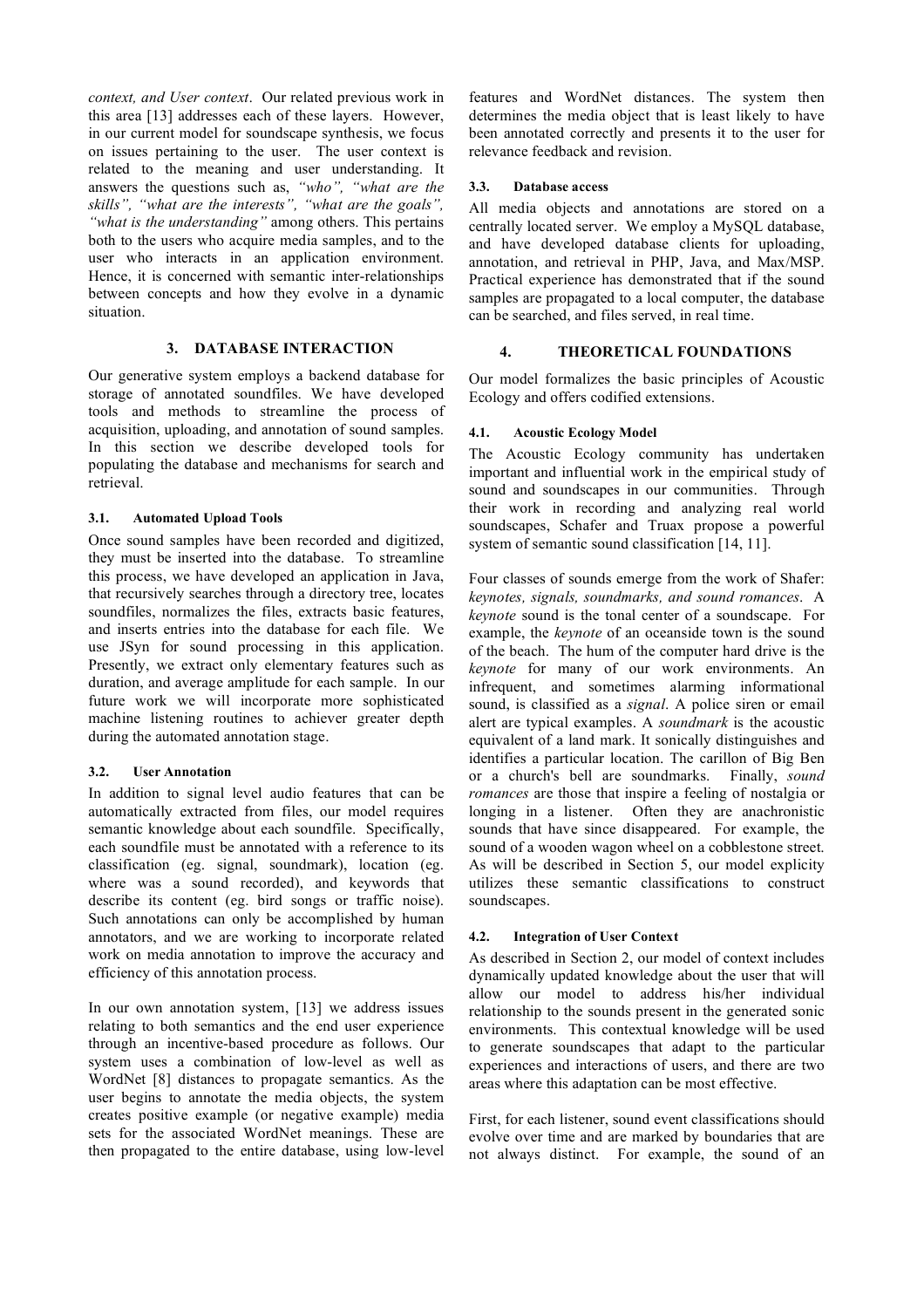*context, and User context*. Our related previous work in this area [13] addresses each of these layers. However, in our current model for soundscape synthesis, we focus on issues pertaining to the user. The user context is related to the meaning and user understanding. It answers the questions such as, *"who", "what are the skills", "what are the interests", "what are the goals", "what is the understanding"* among others. This pertains both to the users who acquire media samples, and to the user who interacts in an application environment. Hence, it is concerned with semantic inter-relationships between concepts and how they evolve in a dynamic situation.

## 3. DATABASE INTERACTION

Our generative system employs a backend database for storage of annotated soundfiles. We have developed tools and methods to streamline the process of acquisition, uploading, and annotation of sound samples. In this section we describe developed tools for populating the database and mechanisms for search and retrieval.

### 3.1. Automated Upload Tools

Once sound samples have been recorded and digitized, they must be inserted into the database. To streamline this process, we have developed an application in Java, that recursively searches through a directory tree, locates soundfiles, normalizes the files, extracts basic features, and inserts entries into the database for each file. We use JSyn for sound processing in this application. Presently, we extract only elementary features such as duration, and average amplitude for each sample. In our future work we will incorporate more sophisticated machine listening routines to achiever greater depth during the automated annotation stage.

### 3.2. User Annotation

In addition to signal level audio features that can be automatically extracted from files, our model requires semantic knowledge about each soundfile. Specifically, each soundfile must be annotated with a reference to its classification (eg. signal, soundmark), location (eg. where was a sound recorded), and keywords that describe its content (eg. bird songs or traffic noise). Such annotations can only be accomplished by human annotators, and we are working to incorporate related work on media annotation to improve the accuracy and efficiency of this annotation process.

In our own annotation system, [13] we address issues relating to both semantics and the end user experience through an incentive-based procedure as follows. Our system uses a combination of low-level as well as WordNet [8] distances to propagate semantics. As the user begins to annotate the media objects, the system creates positive example (or negative example) media sets for the associated WordNet meanings. These are then propagated to the entire database, using low-level features and WordNet distances. The system then determines the media object that is least likely to have been annotated correctly and presents it to the user for relevance feedback and revision.

### 3.3. Database access

All media objects and annotations are stored on a centrally located server. We employ a MySQL database, and have developed database clients for uploading, annotation, and retrieval in PHP, Java, and Max/MSP. Practical experience has demonstrated that if the sound samples are propagated to a local computer, the database can be searched, and files served, in real time.

## 4. THEORETICAL FOUNDATIONS

Our model formalizes the basic principles of Acoustic Ecology and offers codified extensions.

### 4.1. Acoustic Ecology Model

The Acoustic Ecology community has undertaken important and influential work in the empirical study of sound and soundscapes in our communities. Through their work in recording and analyzing real world soundscapes, Schafer and Truax propose a powerful system of semantic sound classification [14, 11].

Four classes of sounds emerge from the work of Shafer: *keynotes, signals, soundmarks, and sound romances*. A *keynote* sound is the tonal center of a soundscape. For example, the *keynote* of an oceanside town is the sound of the beach. The hum of the computer hard drive is the *keynote* for many of our work environments. An infrequent, and sometimes alarming informational sound, is classified as a *signal*. A police siren or email alert are typical examples. A *soundmark* is the acoustic equivalent of a land mark. It sonically distinguishes and identifies a particular location. The carillon of Big Ben or a church's bell are soundmarks. Finally, *sound romances* are those that inspire a feeling of nostalgia or longing in a listener. Often they are anachronistic sounds that have since disappeared. For example, the sound of a wooden wagon wheel on a cobblestone street. As will be described in Section 5, our model explicity utilizes these semantic classifications to construct soundscapes.

### 4.2. Integration of User Context

As described in Section 2, our model of context includes dynamically updated knowledge about the user that will allow our model to address his/her individual relationship to the sounds present in the generated sonic environments. This contextual knowledge will be used to generate soundscapes that adapt to the particular experiences and interactions of users, and there are two areas where this adaptation can be most effective.

First, for each listener, sound event classifications should evolve over time and are marked by boundaries that are not always distinct. For example, the sound of an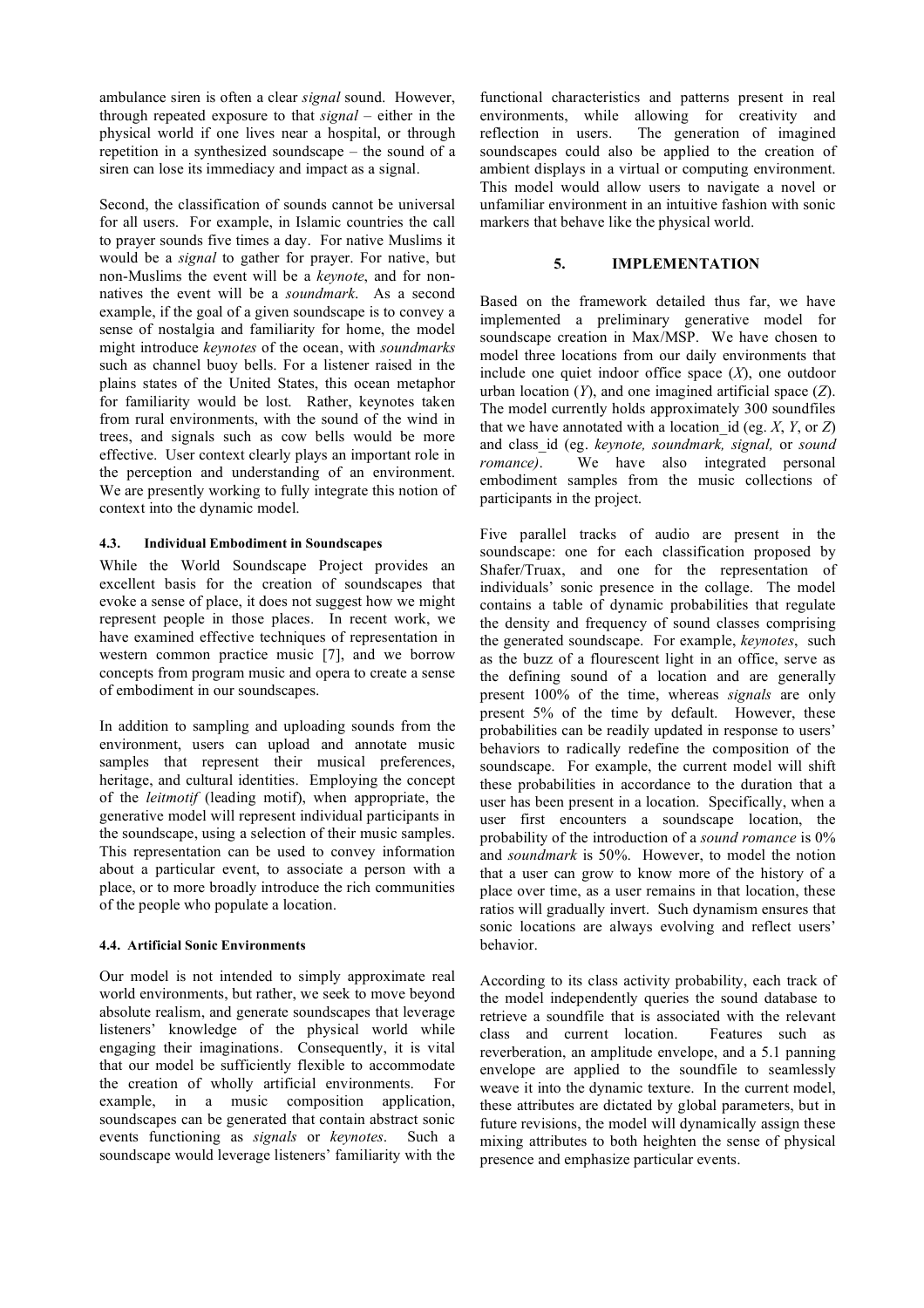ambulance siren is often a clear *signal* sound. However, through repeated exposure to that *signal* – either in the physical world if one lives near a hospital, or through repetition in a synthesized soundscape – the sound of a siren can lose its immediacy and impact as a signal.

Second, the classification of sounds cannot be universal for all users. For example, in Islamic countries the call to prayer sounds five times a day. For native Muslims it would be a *signal* to gather for prayer. For native, but non-Muslims the event will be a *keynote*, and for non-natives the event will be a *soundmark*. As a second example, if the goal of a given soundscape is to convey a sense of nostalgia and familiarity for home, the model might introduce *keynotes* of the ocean, with *soundmarks* such as channel buoy bells. For a listener raised in the plains states of the United States, this ocean metaphor for familiarity would be lost. Rather, keynotes taken from rural environments, with the sound of the wind in trees, and signals such as cow bells would be more effective. User context clearly plays an important role in the perception and understanding of an environment. We are presently working to fully integrate this notion of context into the dynamic model.

#### 4.3. Individual Embodiment in Soundscapes

While the World Soundscape Project provides an excellent basis for the creation of soundscapes that evoke a sense of place, it does not suggest how we might represent people in those places. In recent work, we have examined effective techniques of representation in western common practice music [7], and we borrow concepts from program music and opera to create a sense of embodiment in our soundscapes.

In addition to sampling and uploading sounds from the environment, users can upload and annotate music samples that represent their musical preferences, heritage, and cultural identities. Employing the concept of the *leitmotif* (leading motif), when appropriate, the generative model will represent individual participants in the soundscape, using a selection of their music samples. This representation can be used to convey information about a particular event, to associate a person with a place, or to more broadly introduce the rich communities of the people who populate a location.

#### 4.4. Artificial Sonic Environments

Our model is not intended to simply approximate real world environments, but rather, we seek to move beyond absolute realism, and generate soundscapes that leverage listeners' knowledge of the physical world while engaging their imaginations. Consequently, it is vital that our model be sufficiently flexible to accommodate the creation of wholly artificial environments. For example, in a music composition application, soundscapes can be generated that contain abstract sonic events functioning as *signals* or *keynotes*. Such a soundscape would leverage listeners' familiarity with the functional characteristics and patterns present in real environments, while allowing for creativity and reflection in users. The generation of imagined soundscapes could also be applied to the creation of ambient displays in a virtual or computing environment. This model would allow users to navigate a novel or unfamiliar environment in an intuitive fashion with sonic markers that behave like the physical world.

## 5. IMPLEMENTATION

Based on the framework detailed thus far, we have implemented a preliminary generative model for soundscape creation in Max/MSP. We have chosen to model three locations from our daily environments that include one quiet indoor office space (*X*), one outdoor urban location (*Y*), and one imagined artificial space (*Z*). The model currently holds approximately 300 soundfiles that we have annotated with a location_id (eg. *X*, *Y*, or *Z*) and class_id (eg. *keynote, soundmark, signal,* or *sound romance)*. We have also integrated personal embodiment samples from the music collections of participants in the project.

Five parallel tracks of audio are present in the soundscape: one for each classification proposed by Shafer/Truax, and one for the representation of individuals' sonic presence in the collage. The model contains a table of dynamic probabilities that regulate the density and frequency of sound classes comprising the generated soundscape. For example, *keynotes*, such as the buzz of a flourescent light in an office, serve as the defining sound of a location and are generally present 100% of the time, whereas *signals* are only present 5% of the time by default. However, these probabilities can be readily updated in response to users' behaviors to radically redefine the composition of the soundscape. For example, the current model will shift these probabilities in accordance to the duration that a user has been present in a location. Specifically, when a user first encounters a soundscape location, the probability of the introduction of a *sound romance* is 0% and *soundmark* is 50%. However, to model the notion that a user can grow to know more of the history of a place over time, as a user remains in that location, these ratios will gradually invert. Such dynamism ensures that sonic locations are always evolving and reflect users' behavior.

According to its class activity probability, each track of the model independently queries the sound database to retrieve a soundfile that is associated with the relevant class and current location. Features such as reverberation, an amplitude envelope, and a 5.1 panning envelope are applied to the soundfile to seamlessly weave it into the dynamic texture. In the current model, these attributes are dictated by global parameters, but in future revisions, the model will dynamically assign these mixing attributes to both heighten the sense of physical presence and emphasize particular events.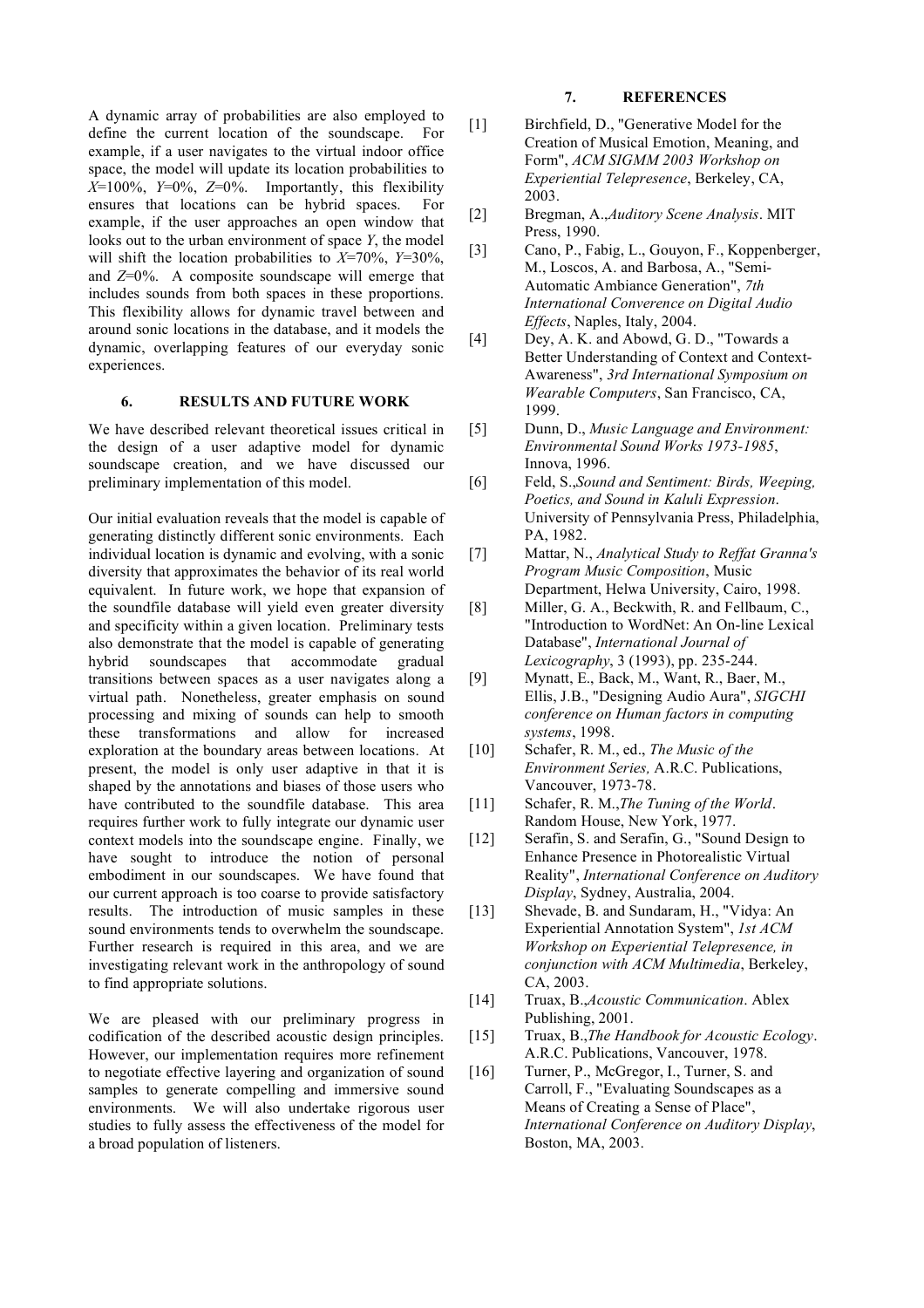A dynamic array of probabilities are also employed to define the current location of the soundscape. For example, if a user navigates to the virtual indoor office space, the model will update its location probabilities to $X$=100%, $Y$=0%, $Z$=0%. Importantly, this flexibility ensures that locations can be hybrid spaces. For example, if the user approaches an open window that looks out to the urban environment of space $Y$, the model will shift the location probabilities to $X$=70%, $Y$=30%, and $Z$=0%. A composite soundscape will emerge that includes sounds from both spaces in these proportions. This flexibility allows for dynamic travel between and around sonic locations in the database, and it models the dynamic, overlapping features of our everyday sonic experiences.

## 6. RESULTS AND FUTURE WORK

We have described relevant theoretical issues critical in the design of a user adaptive model for dynamic soundscape creation, and we have discussed our preliminary implementation of this model.

Our initial evaluation reveals that the model is capable of generating distinctly different sonic environments. Each individual location is dynamic and evolving, with a sonic diversity that approximates the behavior of its real world equivalent. In future work, we hope that expansion of the soundfile database will yield even greater diversity and specificity within a given location. Preliminary tests also demonstrate that the model is capable of generating hybrid soundscapes that accommodate gradual transitions between spaces as a user navigates along a virtual path. Nonetheless, greater emphasis on sound processing and mixing of sounds can help to smooth these transformations and allow for increased exploration at the boundary areas between locations. At present, the model is only user adaptive in that it is shaped by the annotations and biases of those users who have contributed to the soundfile database. This area requires further work to fully integrate our dynamic user context models into the soundscape engine. Finally, we have sought to introduce the notion of personal embodiment in our soundscapes. We have found that our current approach is too coarse to provide satisfactory results. The introduction of music samples in these sound environments tends to overwhelm the soundscape. Further research is required in this area, and we are investigating relevant work in the anthropology of sound to find appropriate solutions.

We are pleased with our preliminary progress in codification of the described acoustic design principles. However, our implementation requires more refinement to negotiate effective layering and organization of sound samples to generate compelling and immersive sound environments. We will also undertake rigorous user studies to fully assess the effectiveness of the model for a broad population of listeners.

## 7. REFERENCES

[1] Birchfield, D., "Generative Model for the Creation of Musical Emotion, Meaning, and Form", *ACM SIGMM 2003 Workshop on Experiential Telepresence*, Berkeley, CA, 2003.

[2] Bregman, A.,*Auditory Scene Analysis*. MIT Press, 1990.

[3] Cano, P., Fabig, L., Gouyon, F., Koppenberger, M., Loscos, A. and Barbosa, A., "Semi-Automatic Ambiance Generation", *7th International Converence on Digital Audio Effects*, Naples, Italy, 2004.

[4] Dey, A. K. and Abowd, G. D., "Towards a Better Understanding of Context and Context-Awareness", *3rd International Symposium on Wearable Computers*, San Francisco, CA, 1999.

[5] Dunn, D., *Music Language and Environment: Environmental Sound Works 1973-1985*, Innova, 1996.

[6] Feld, S.,*Sound and Sentiment: Birds, Weeping, Poetics, and Sound in Kaluli Expression*. University of Pennsylvania Press, Philadelphia, PA, 1982.

[7] Mattar, N., *Analytical Study to Reffat Granna's Program Music Composition*, Music Department, Helwa University, Cairo, 1998.

[8] Miller, G. A., Beckwith, R. and Fellbaum, C., "Introduction to WordNet: An On-line Lexical Database", *International Journal of Lexicography*, 3 (1993), pp. 235-244.

[9] Mynatt, E., Back, M., Want, R., Baer, M., Ellis, J.B., "Designing Audio Aura", *SIGCHI conference on Human factors in computing systems*, 1998.

[10] Schafer, R. M., ed., *The Music of the Environment Series,* A.R.C. Publications, Vancouver, 1973-78.

[11] Schafer, R. M.,*The Tuning of the World*. Random House, New York, 1977.

[12] Serafin, S. and Serafin, G., "Sound Design to Enhance Presence in Photorealistic Virtual Reality", *International Conference on Auditory Display*, Sydney, Australia, 2004.

[13] Shevade, B. and Sundaram, H., "Vidya: An Experiential Annotation System", *1st ACM Workshop on Experiential Telepresence, in conjunction with ACM Multimedia*, Berkeley, CA, 2003.

[14] Truax, B.,*Acoustic Communication*. Ablex Publishing, 2001.

[15] Truax, B.,*The Handbook for Acoustic Ecology*. A.R.C. Publications, Vancouver, 1978.

[16] Turner, P., McGregor, I., Turner, S. and Carroll, F., "Evaluating Soundscapes as a Means of Creating a Sense of Place", *International Conference on Auditory Display*, Boston, MA, 2003.